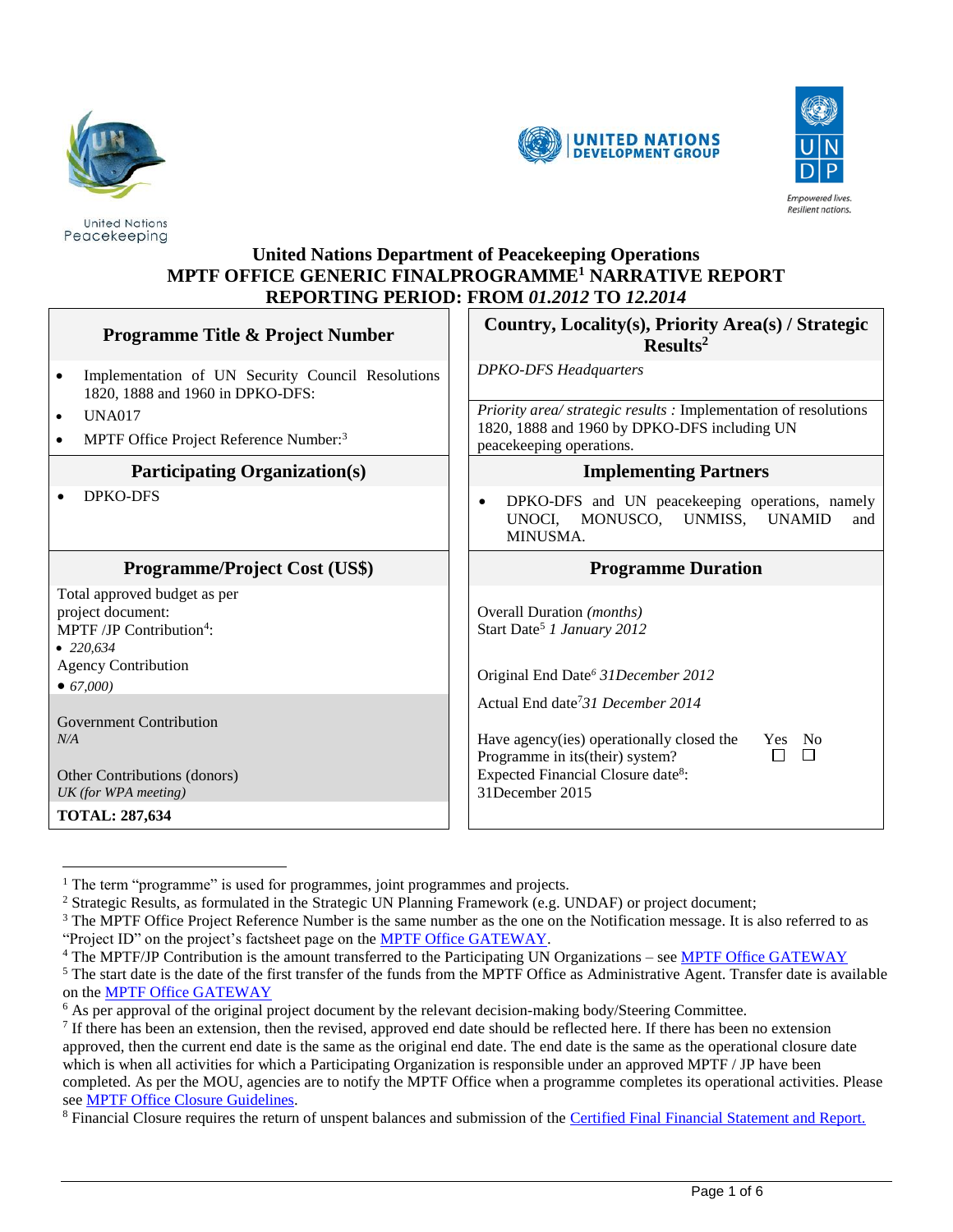United Nations Peacekeeping

UNITED NATIONS DEVELOPMENT GROUP

UNDP
Empowered lives.
Resilient nations.

# United Nations Department of Peacekeeping Operations
# MPTF OFFICE GENERIC FINALPROGRAMME[1] NARRATIVE REPORT
# REPORTING PERIOD: FROM *01.2012* TO *12.2014*

| **Programme Title & Project Number** | **Country, Locality(s), Priority Area(s) / Strategic Results[2]** |
|---|---|
| • Implementation of UN Security Council Resolutions 1820, 1888 and 1960 in DPKO-DFS:<br>• UNA017<br>• MPTF Office Project Reference Number:[3] | *DPKO-DFS Headquarters*<br><br>*Priority area/ strategic results :* Implementation of resolutions 1820, 1888 and 1960 by DPKO-DFS including UN peacekeeping operations. |
| **Participating Organization(s)** | **Implementing Partners** |
| • DPKO-DFS | • DPKO-DFS and UN peacekeeping operations, namely UNOCI, MONUSCO, UNMISS, UNAMID and MINUSMA. |
| **Programme/Project Cost (US$)** | **Programme Duration** |
| Total approved budget as per project document:<br>MPTF /JP Contribution[4]:<br>• *220,634*<br>Agency Contribution<br>• *67,000)*<br><br>Government Contribution<br>*N/A*<br><br>Other Contributions (donors)<br>*UK (for WPA meeting)*<br><br>**TOTAL: 287,634** | Overall Duration *(months)*<br>Start Date[5] *1 January 2012*<br><br>Original End Date[6] *31December 2012*<br><br>Actual End date[7] *31 December 2014*<br><br>Have agency(ies) operationally closed the Programme in its(their) system? Yes ☐ No ☐<br>Expected Financial Closure date[8]:<br>31December 2015 |

---

[1] The term “programme” is used for programmes, joint programmes and projects.
[2] Strategic Results, as formulated in the Strategic UN Planning Framework (e.g. UNDAF) or project document;
[3] The MPTF Office Project Reference Number is the same number as the one on the Notification message. It is also referred to as “Project ID” on the project’s factsheet page on the MPTF Office GATEWAY.
[4] The MPTF/JP Contribution is the amount transferred to the Participating UN Organizations – see MPTF Office GATEWAY
[5] The start date is the date of the first transfer of the funds from the MPTF Office as Administrative Agent. Transfer date is available on the MPTF Office GATEWAY
[6] As per approval of the original project document by the relevant decision-making body/Steering Committee.
[7] If there has been an extension, then the revised, approved end date should be reflected here. If there has been no extension approved, then the current end date is the same as the original end date. The end date is the same as the operational closure date which is when all activities for which a Participating Organization is responsible under an approved MPTF / JP have been completed. As per the MOU, agencies are to notify the MPTF Office when a programme completes its operational activities. Please see MPTF Office Closure Guidelines.
[8] Financial Closure requires the return of unspent balances and submission of the Certified Final Financial Statement and Report.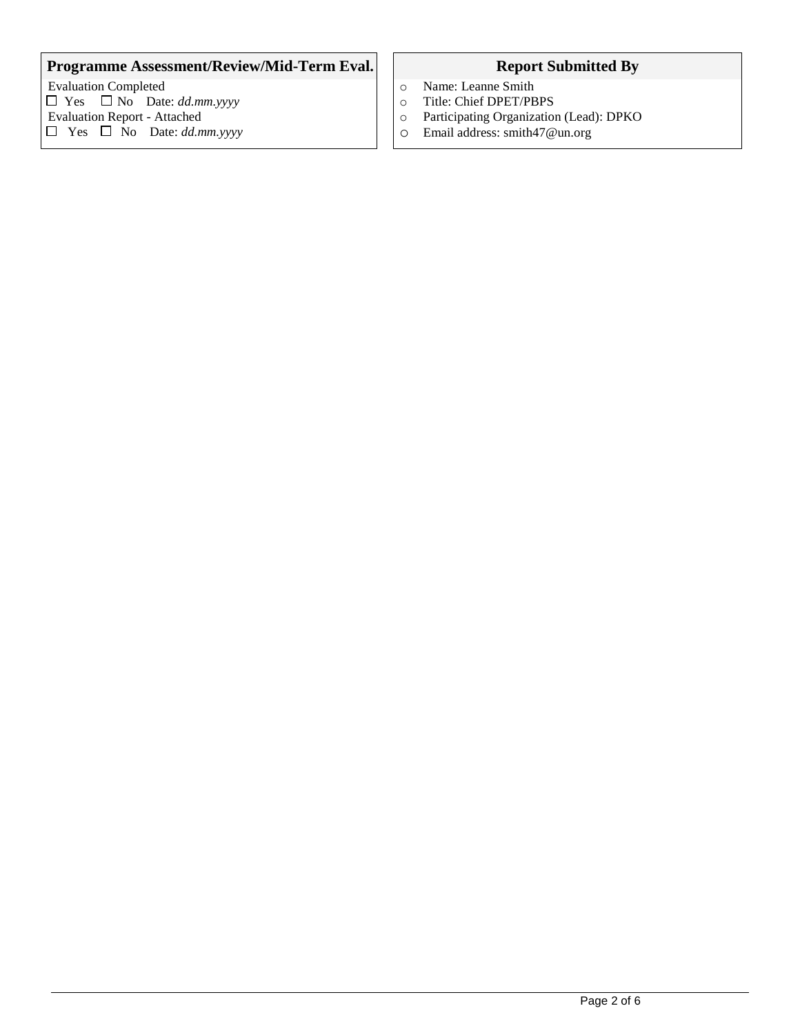**Programme Assessment/Review/Mid-Term Eval.**

Evaluation Completed
☐ Yes ☐ No Date: *dd.mm.yyyy*
Evaluation Report - Attached
☐ Yes ☐ No Date: *dd.mm.yyyy*

**Report Submitted By**

- Name: Leanne Smith
- Title: Chief DPET/PBPS
- Participating Organization (Lead): DPKO
- Email address: smith47@un.org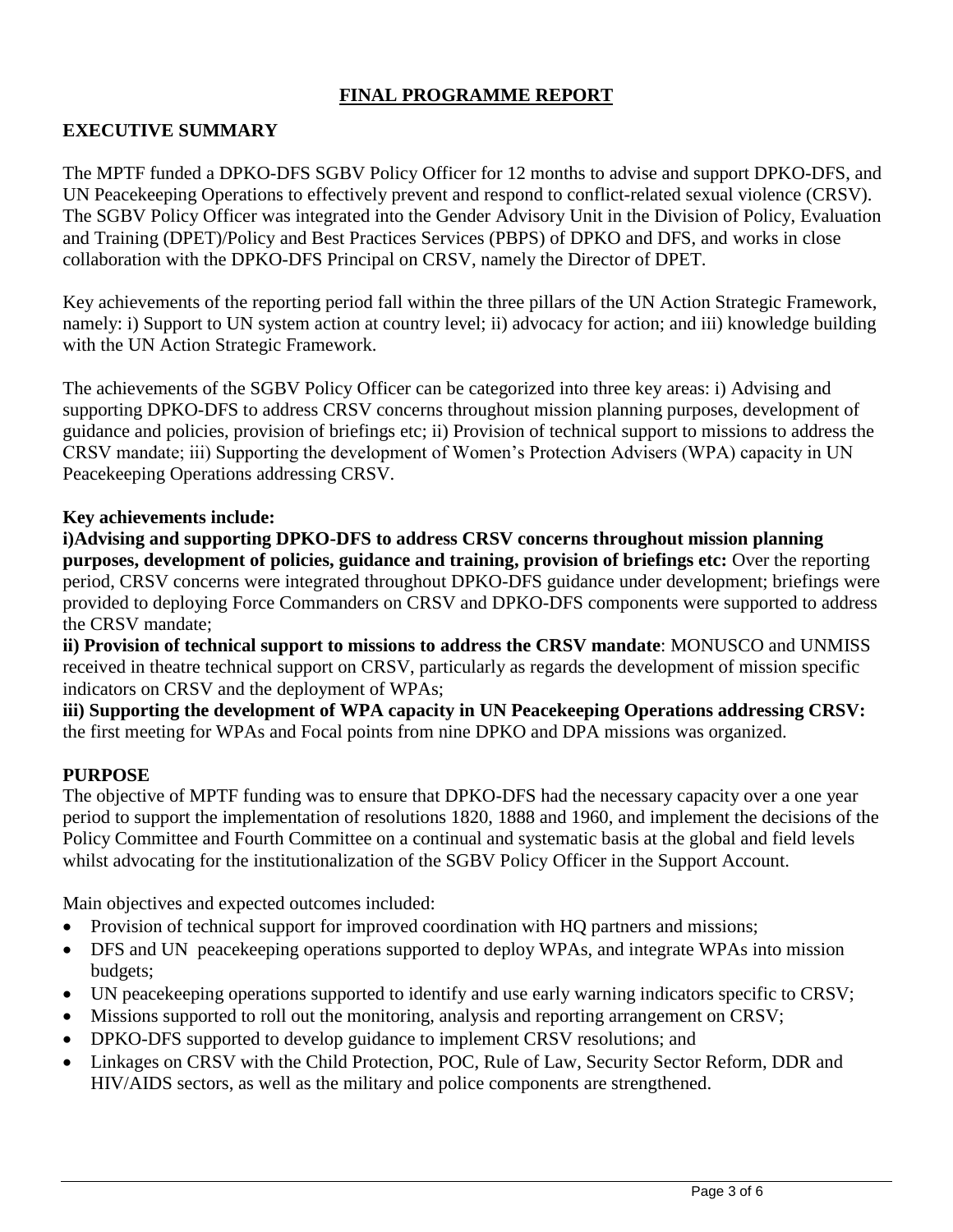## FINAL PROGRAMME REPORT

### EXECUTIVE SUMMARY

The MPTF funded a DPKO-DFS SGBV Policy Officer for 12 months to advise and support DPKO-DFS, and UN Peacekeeping Operations to effectively prevent and respond to conflict-related sexual violence (CRSV). The SGBV Policy Officer was integrated into the Gender Advisory Unit in the Division of Policy, Evaluation and Training (DPET)/Policy and Best Practices Services (PBPS) of DPKO and DFS, and works in close collaboration with the DPKO-DFS Principal on CRSV, namely the Director of DPET.

Key achievements of the reporting period fall within the three pillars of the UN Action Strategic Framework, namely: i) Support to UN system action at country level; ii) advocacy for action; and iii) knowledge building with the UN Action Strategic Framework.

The achievements of the SGBV Policy Officer can be categorized into three key areas: i) Advising and supporting DPKO-DFS to address CRSV concerns throughout mission planning purposes, development of guidance and policies, provision of briefings etc; ii) Provision of technical support to missions to address the CRSV mandate; iii) Supporting the development of Women's Protection Advisers (WPA) capacity in UN Peacekeeping Operations addressing CRSV.

**Key achievements include:**

**i)Advising and supporting DPKO-DFS to address CRSV concerns throughout mission planning purposes, development of policies, guidance and training, provision of briefings etc:** Over the reporting period, CRSV concerns were integrated throughout DPKO-DFS guidance under development; briefings were provided to deploying Force Commanders on CRSV and DPKO-DFS components were supported to address the CRSV mandate;

**ii) Provision of technical support to missions to address the CRSV mandate**: MONUSCO and UNMISS received in theatre technical support on CRSV, particularly as regards the development of mission specific indicators on CRSV and the deployment of WPAs;

**iii) Supporting the development of WPA capacity in UN Peacekeeping Operations addressing CRSV:** the first meeting for WPAs and Focal points from nine DPKO and DPA missions was organized.

### PURPOSE

The objective of MPTF funding was to ensure that DPKO-DFS had the necessary capacity over a one year period to support the implementation of resolutions 1820, 1888 and 1960, and implement the decisions of the Policy Committee and Fourth Committee on a continual and systematic basis at the global and field levels whilst advocating for the institutionalization of the SGBV Policy Officer in the Support Account.

Main objectives and expected outcomes included:

- Provision of technical support for improved coordination with HQ partners and missions;
- DFS and UN peacekeeping operations supported to deploy WPAs, and integrate WPAs into mission budgets;
- UN peacekeeping operations supported to identify and use early warning indicators specific to CRSV;
- Missions supported to roll out the monitoring, analysis and reporting arrangement on CRSV;
- DPKO-DFS supported to develop guidance to implement CRSV resolutions; and
- Linkages on CRSV with the Child Protection, POC, Rule of Law, Security Sector Reform, DDR and HIV/AIDS sectors, as well as the military and police components are strengthened.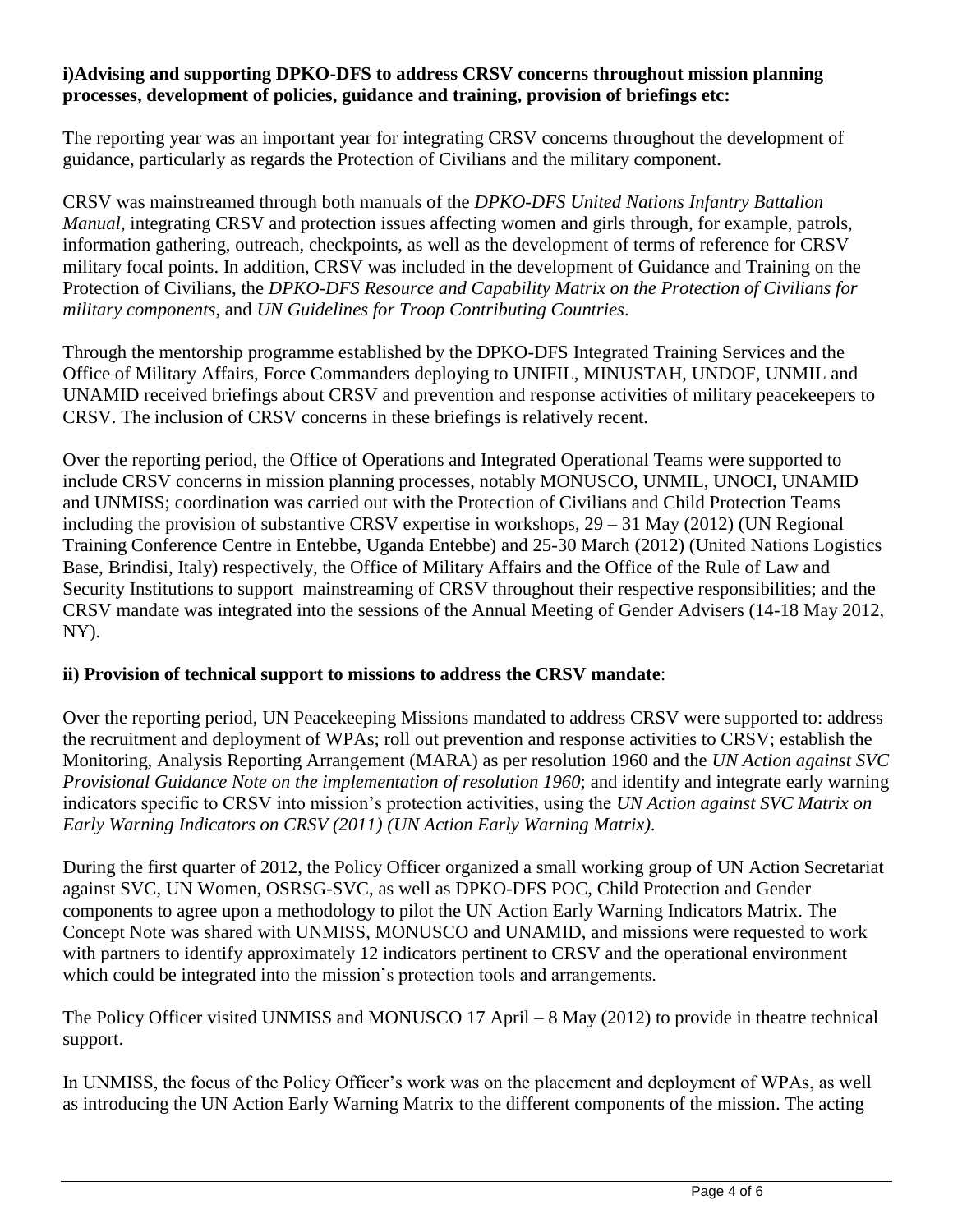**i)Advising and supporting DPKO-DFS to address CRSV concerns throughout mission planning processes, development of policies, guidance and training, provision of briefings etc:**

The reporting year was an important year for integrating CRSV concerns throughout the development of guidance, particularly as regards the Protection of Civilians and the military component.

CRSV was mainstreamed through both manuals of the *DPKO-DFS United Nations Infantry Battalion Manual*, integrating CRSV and protection issues affecting women and girls through, for example, patrols, information gathering, outreach, checkpoints, as well as the development of terms of reference for CRSV military focal points. In addition, CRSV was included in the development of Guidance and Training on the Protection of Civilians, the *DPKO-DFS Resource and Capability Matrix on the Protection of Civilians for military components*, and *UN Guidelines for Troop Contributing Countries*.

Through the mentorship programme established by the DPKO-DFS Integrated Training Services and the Office of Military Affairs, Force Commanders deploying to UNIFIL, MINUSTAH, UNDOF, UNMIL and UNAMID received briefings about CRSV and prevention and response activities of military peacekeepers to CRSV. The inclusion of CRSV concerns in these briefings is relatively recent.

Over the reporting period, the Office of Operations and Integrated Operational Teams were supported to include CRSV concerns in mission planning processes, notably MONUSCO, UNMIL, UNOCI, UNAMID and UNMISS; coordination was carried out with the Protection of Civilians and Child Protection Teams including the provision of substantive CRSV expertise in workshops, 29 – 31 May (2012) (UN Regional Training Conference Centre in Entebbe, Uganda Entebbe) and 25-30 March (2012) (United Nations Logistics Base, Brindisi, Italy) respectively, the Office of Military Affairs and the Office of the Rule of Law and Security Institutions to support mainstreaming of CRSV throughout their respective responsibilities; and the CRSV mandate was integrated into the sessions of the Annual Meeting of Gender Advisers (14-18 May 2012, NY).

**ii) Provision of technical support to missions to address the CRSV mandate**:

Over the reporting period, UN Peacekeeping Missions mandated to address CRSV were supported to: address the recruitment and deployment of WPAs; roll out prevention and response activities to CRSV; establish the Monitoring, Analysis Reporting Arrangement (MARA) as per resolution 1960 and the *UN Action against SVC Provisional Guidance Note on the implementation of resolution 1960*; and identify and integrate early warning indicators specific to CRSV into mission's protection activities, using the *UN Action against SVC Matrix on Early Warning Indicators on CRSV (2011) (UN Action Early Warning Matrix).*

During the first quarter of 2012, the Policy Officer organized a small working group of UN Action Secretariat against SVC, UN Women, OSRSG-SVC, as well as DPKO-DFS POC, Child Protection and Gender components to agree upon a methodology to pilot the UN Action Early Warning Indicators Matrix. The Concept Note was shared with UNMISS, MONUSCO and UNAMID, and missions were requested to work with partners to identify approximately 12 indicators pertinent to CRSV and the operational environment which could be integrated into the mission's protection tools and arrangements.

The Policy Officer visited UNMISS and MONUSCO 17 April – 8 May (2012) to provide in theatre technical support.

In UNMISS, the focus of the Policy Officer's work was on the placement and deployment of WPAs, as well as introducing the UN Action Early Warning Matrix to the different components of the mission. The acting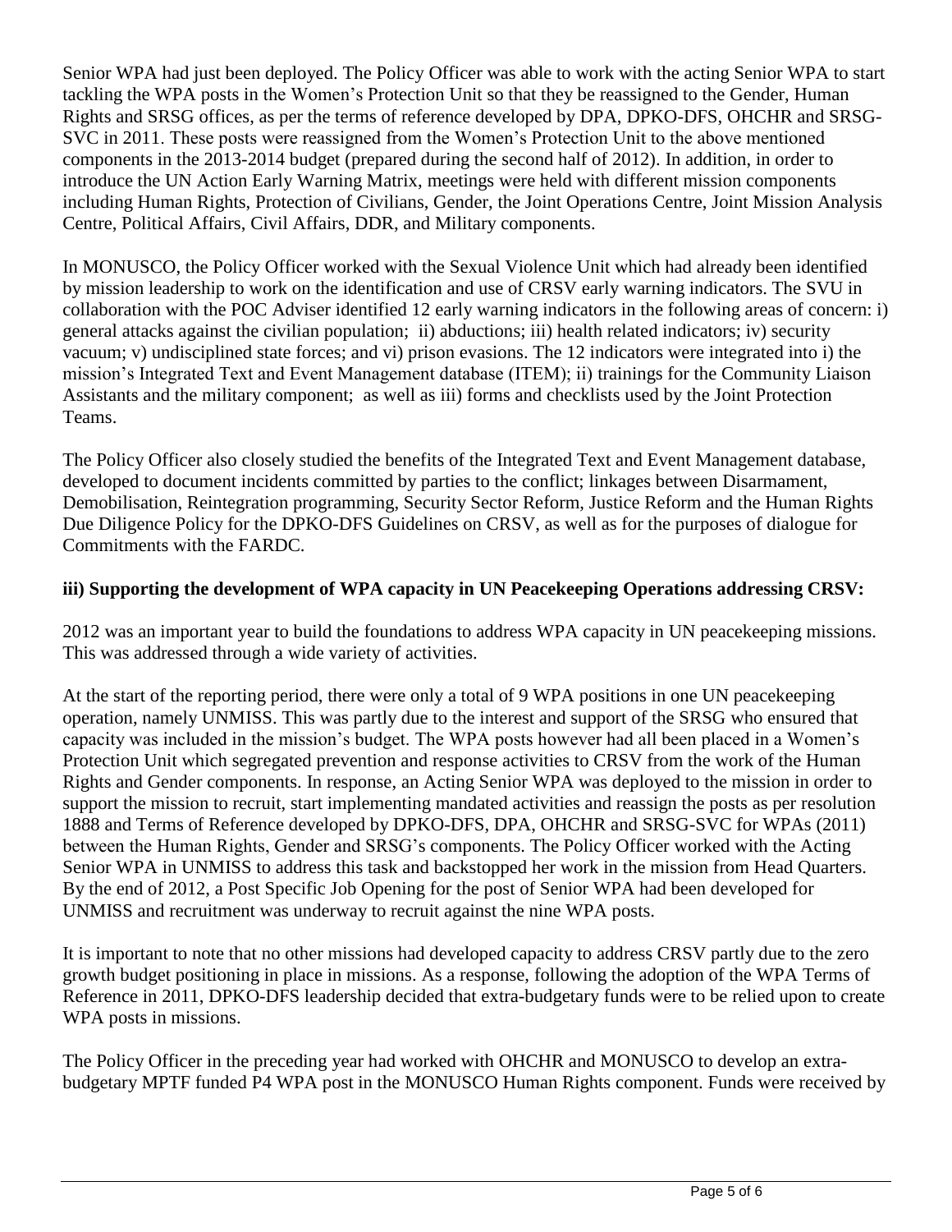Senior WPA had just been deployed. The Policy Officer was able to work with the acting Senior WPA to start tackling the WPA posts in the Women's Protection Unit so that they be reassigned to the Gender, Human Rights and SRSG offices, as per the terms of reference developed by DPA, DPKO-DFS, OHCHR and SRSG-SVC in 2011. These posts were reassigned from the Women's Protection Unit to the above mentioned components in the 2013-2014 budget (prepared during the second half of 2012). In addition, in order to introduce the UN Action Early Warning Matrix, meetings were held with different mission components including Human Rights, Protection of Civilians, Gender, the Joint Operations Centre, Joint Mission Analysis Centre, Political Affairs, Civil Affairs, DDR, and Military components.

In MONUSCO, the Policy Officer worked with the Sexual Violence Unit which had already been identified by mission leadership to work on the identification and use of CRSV early warning indicators. The SVU in collaboration with the POC Adviser identified 12 early warning indicators in the following areas of concern: i) general attacks against the civilian population; ii) abductions; iii) health related indicators; iv) security vacuum; v) undisciplined state forces; and vi) prison evasions. The 12 indicators were integrated into i) the mission's Integrated Text and Event Management database (ITEM); ii) trainings for the Community Liaison Assistants and the military component; as well as iii) forms and checklists used by the Joint Protection Teams.

The Policy Officer also closely studied the benefits of the Integrated Text and Event Management database, developed to document incidents committed by parties to the conflict; linkages between Disarmament, Demobilisation, Reintegration programming, Security Sector Reform, Justice Reform and the Human Rights Due Diligence Policy for the DPKO-DFS Guidelines on CRSV, as well as for the purposes of dialogue for Commitments with the FARDC.

**iii) Supporting the development of WPA capacity in UN Peacekeeping Operations addressing CRSV:**

2012 was an important year to build the foundations to address WPA capacity in UN peacekeeping missions. This was addressed through a wide variety of activities.

At the start of the reporting period, there were only a total of 9 WPA positions in one UN peacekeeping operation, namely UNMISS. This was partly due to the interest and support of the SRSG who ensured that capacity was included in the mission's budget. The WPA posts however had all been placed in a Women's Protection Unit which segregated prevention and response activities to CRSV from the work of the Human Rights and Gender components. In response, an Acting Senior WPA was deployed to the mission in order to support the mission to recruit, start implementing mandated activities and reassign the posts as per resolution 1888 and Terms of Reference developed by DPKO-DFS, DPA, OHCHR and SRSG-SVC for WPAs (2011) between the Human Rights, Gender and SRSG's components. The Policy Officer worked with the Acting Senior WPA in UNMISS to address this task and backstopped her work in the mission from Head Quarters. By the end of 2012, a Post Specific Job Opening for the post of Senior WPA had been developed for UNMISS and recruitment was underway to recruit against the nine WPA posts.

It is important to note that no other missions had developed capacity to address CRSV partly due to the zero growth budget positioning in place in missions. As a response, following the adoption of the WPA Terms of Reference in 2011, DPKO-DFS leadership decided that extra-budgetary funds were to be relied upon to create WPA posts in missions.

The Policy Officer in the preceding year had worked with OHCHR and MONUSCO to develop an extra-budgetary MPTF funded P4 WPA post in the MONUSCO Human Rights component. Funds were received by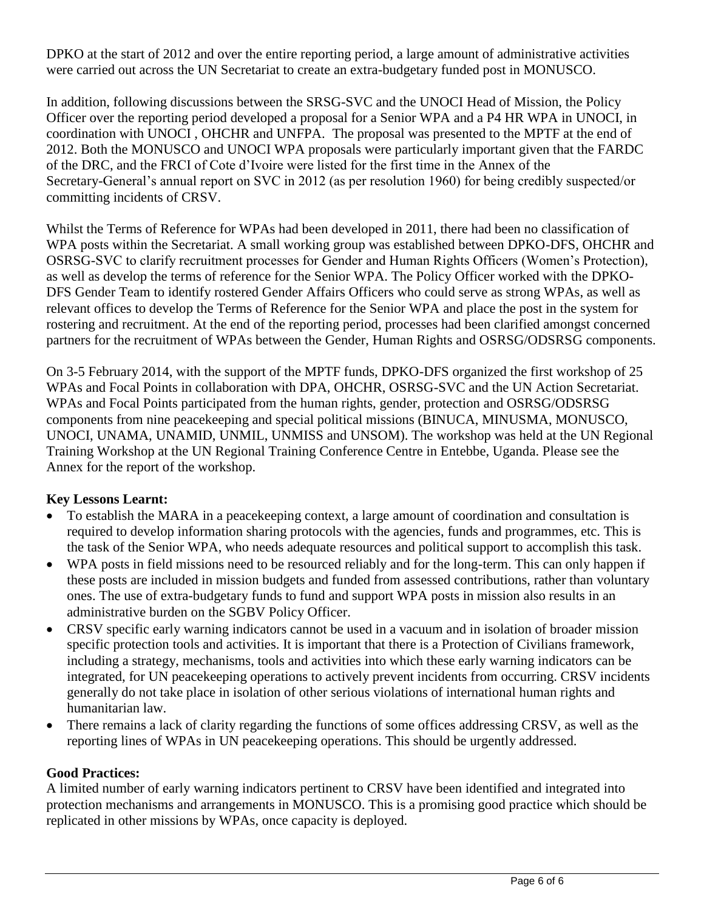DPKO at the start of 2012 and over the entire reporting period, a large amount of administrative activities were carried out across the UN Secretariat to create an extra-budgetary funded post in MONUSCO.

In addition, following discussions between the SRSG-SVC and the UNOCI Head of Mission, the Policy Officer over the reporting period developed a proposal for a Senior WPA and a P4 HR WPA in UNOCI, in coordination with UNOCI , OHCHR and UNFPA. The proposal was presented to the MPTF at the end of 2012. Both the MONUSCO and UNOCI WPA proposals were particularly important given that the FARDC of the DRC, and the FRCI of Cote d'Ivoire were listed for the first time in the Annex of the Secretary-General's annual report on SVC in 2012 (as per resolution 1960) for being credibly suspected/or committing incidents of CRSV.

Whilst the Terms of Reference for WPAs had been developed in 2011, there had been no classification of WPA posts within the Secretariat. A small working group was established between DPKO-DFS, OHCHR and OSRSG-SVC to clarify recruitment processes for Gender and Human Rights Officers (Women's Protection), as well as develop the terms of reference for the Senior WPA. The Policy Officer worked with the DPKO-DFS Gender Team to identify rostered Gender Affairs Officers who could serve as strong WPAs, as well as relevant offices to develop the Terms of Reference for the Senior WPA and place the post in the system for rostering and recruitment. At the end of the reporting period, processes had been clarified amongst concerned partners for the recruitment of WPAs between the Gender, Human Rights and OSRSG/ODSRSG components.

On 3-5 February 2014, with the support of the MPTF funds, DPKO-DFS organized the first workshop of 25 WPAs and Focal Points in collaboration with DPA, OHCHR, OSRSG-SVC and the UN Action Secretariat. WPAs and Focal Points participated from the human rights, gender, protection and OSRSG/ODSRSG components from nine peacekeeping and special political missions (BINUCA, MINUSMA, MONUSCO, UNOCI, UNAMA, UNAMID, UNMIL, UNMISS and UNSOM). The workshop was held at the UN Regional Training Workshop at the UN Regional Training Conference Centre in Entebbe, Uganda. Please see the Annex for the report of the workshop.

**Key Lessons Learnt:**

- To establish the MARA in a peacekeeping context, a large amount of coordination and consultation is required to develop information sharing protocols with the agencies, funds and programmes, etc. This is the task of the Senior WPA, who needs adequate resources and political support to accomplish this task.
- WPA posts in field missions need to be resourced reliably and for the long-term. This can only happen if these posts are included in mission budgets and funded from assessed contributions, rather than voluntary ones. The use of extra-budgetary funds to fund and support WPA posts in mission also results in an administrative burden on the SGBV Policy Officer.
- CRSV specific early warning indicators cannot be used in a vacuum and in isolation of broader mission specific protection tools and activities. It is important that there is a Protection of Civilians framework, including a strategy, mechanisms, tools and activities into which these early warning indicators can be integrated, for UN peacekeeping operations to actively prevent incidents from occurring. CRSV incidents generally do not take place in isolation of other serious violations of international human rights and humanitarian law.
- There remains a lack of clarity regarding the functions of some offices addressing CRSV, as well as the reporting lines of WPAs in UN peacekeeping operations. This should be urgently addressed.

**Good Practices:**

A limited number of early warning indicators pertinent to CRSV have been identified and integrated into protection mechanisms and arrangements in MONUSCO. This is a promising good practice which should be replicated in other missions by WPAs, once capacity is deployed.